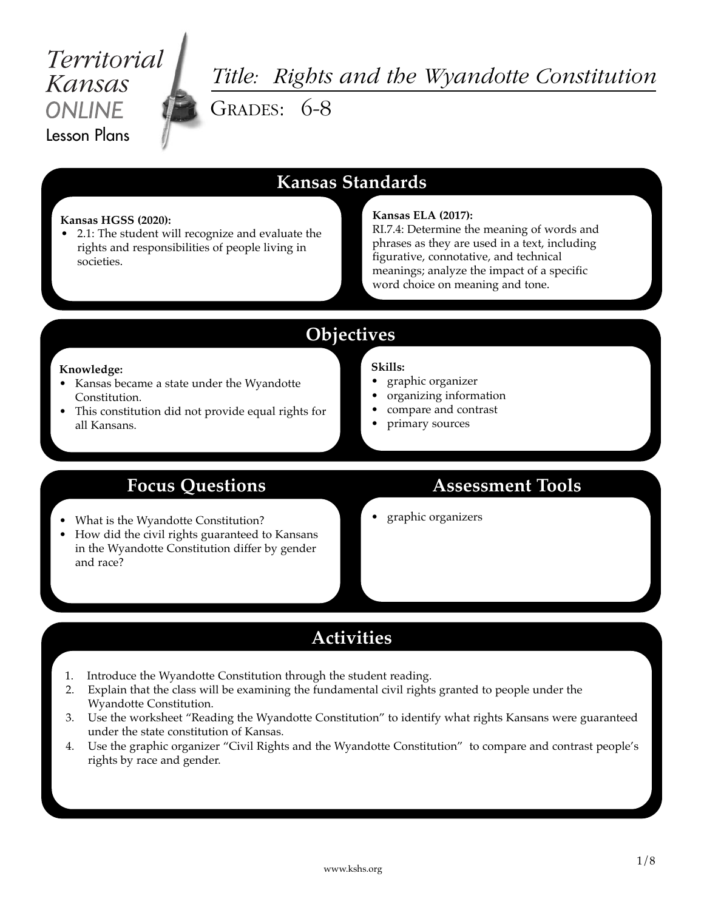Territorial Kansas ONLINE Lesson Plans

# *Title: Rights and the Wyandotte Constitution*

GRADES: 6-8

## Kansas Standards

**Kansas HGSS (2020):**

- 2.1: The student will recognize and evaluate the rights and responsibilities of people living in societies.

**Kansas ELA (2017):**

RI.7.4: Determine the meaning of words and phrases as they are used in a text, including figurative, connotative, and technical meanings; analyze the impact of a specific word choice on meaning and tone.

## Objectives

**Knowledge:**

- Kansas became a state under the Wyandotte Constitution.
- This constitution did not provide equal rights for all Kansans.

**Skills:**

- graphic organizer
- organizing information
- compare and contrast
- primary sources

## Focus Questions

- What is the Wyandotte Constitution?
- How did the civil rights guaranteed to Kansans in the Wyandotte Constitution differ by gender and race?

## Assessment Tools

- graphic organizers

## Activities

1. Introduce the Wyandotte Constitution through the student reading.
2. Explain that the class will be examining the fundamental civil rights granted to people under the Wyandotte Constitution.
3. Use the worksheet "Reading the Wyandotte Constitution" to identify what rights Kansans were guaranteed under the state constitution of Kansas.
4. Use the graphic organizer "Civil Rights and the Wyandotte Constitution" to compare and contrast people's rights by race and gender.

www.kshs.org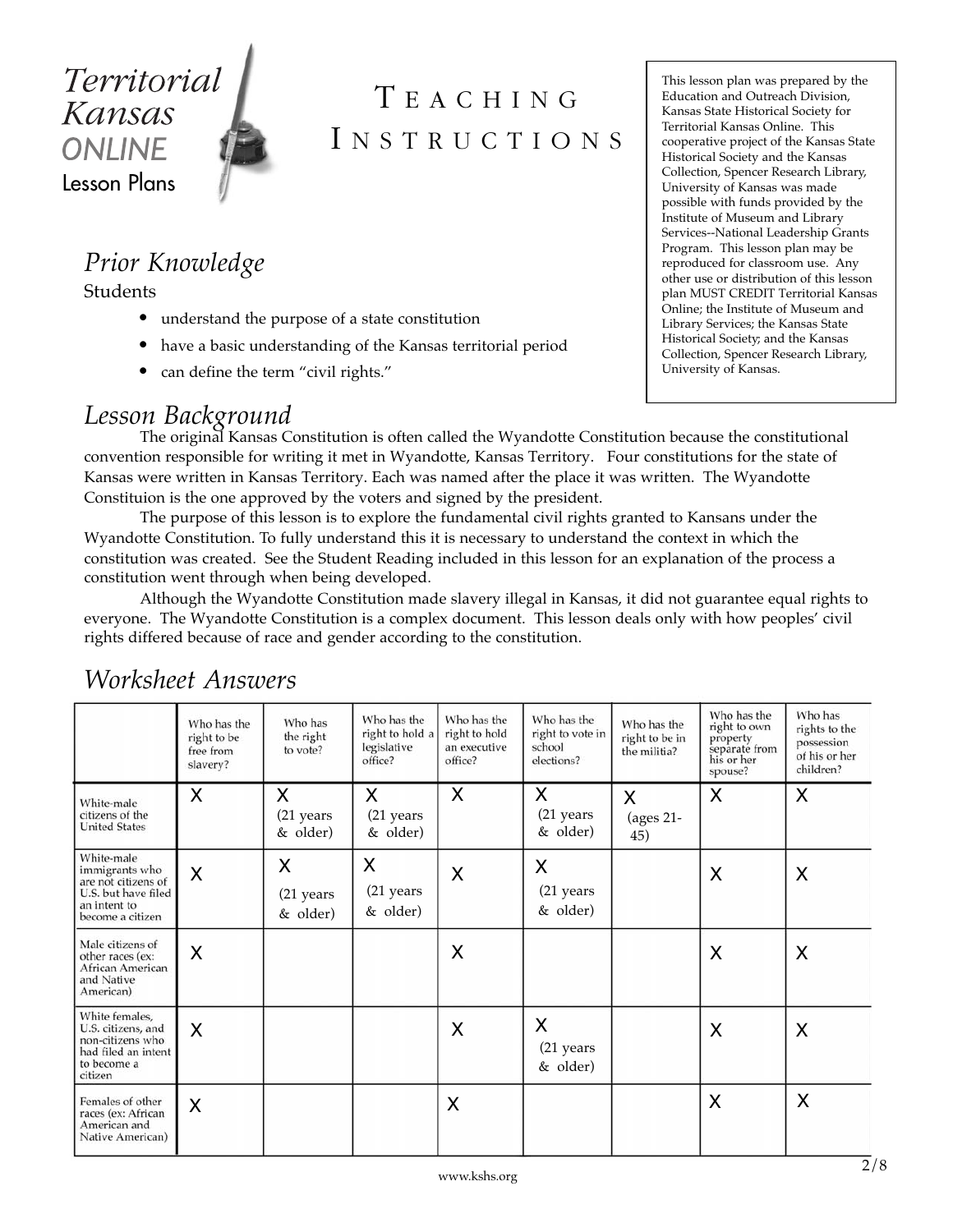Territorial Kansas ONLINE Lesson Plans

# TEACHING INSTRUCTIONS

This lesson plan was prepared by the Education and Outreach Division, Kansas State Historical Society for Territorial Kansas Online. This cooperative project of the Kansas State Historical Society and the Kansas Collection, Spencer Research Library, University of Kansas was made possible with funds provided by the Institute of Museum and Library Services--National Leadership Grants Program. This lesson plan may be reproduced for classroom use. Any other use or distribution of this lesson plan MUST CREDIT Territorial Kansas Online; the Institute of Museum and Library Services; the Kansas State Historical Society; and the Kansas Collection, Spencer Research Library, University of Kansas.

## *Prior Knowledge*

Students

- understand the purpose of a state constitution
- have a basic understanding of the Kansas territorial period
- can define the term "civil rights."

## *Lesson Background*

The original Kansas Constitution is often called the Wyandotte Constitution because the constitutional convention responsible for writing it met in Wyandotte, Kansas Territory. Four constitutions for the state of Kansas were written in Kansas Territory. Each was named after the place it was written. The Wyandotte Constituion is the one approved by the voters and signed by the president.

The purpose of this lesson is to explore the fundamental civil rights granted to Kansans under the Wyandotte Constitution. To fully understand this it is necessary to understand the context in which the constitution was created. See the Student Reading included in this lesson for an explanation of the process a constitution went through when being developed.

Although the Wyandotte Constitution made slavery illegal in Kansas, it did not guarantee equal rights to everyone. The Wyandotte Constitution is a complex document. This lesson deals only with how peoples' civil rights differed because of race and gender according to the constitution.

## *Worksheet Answers*

| | Who has the right to be free from slavery? | Who has the right to vote? | Who has the right to hold a legislative office? | Who has the right to hold an executive office? | Who has the right to vote in school elections? | Who has the right to be in the militia? | Who has the right to own property separate from his or her spouse? | Who has rights to the possession of his or her children? |
|---|---|---|---|---|---|---|---|---|
| White-male citizens of the United States | X | X (21 years & older) | X (21 years & older) | X | X (21 years & older) | X (ages 21-45) | X | X |
| White-male immigrants who are not citizens of U.S. but have filed an intent to become a citizen | X | X (21 years & older) | X (21 years & older) | X | X (21 years & older) | | X | X |
| Male citizens of other races (ex: African American and Native American) | X | | | X | | | X | X |
| White females, U.S. citizens, and non-citizens who had filed an intent to become a citizen | X | | | X | X (21 years & older) | | X | X |
| Females of other races (ex: African American and Native American) | X | | | X | | | X | X |

www.kshs.org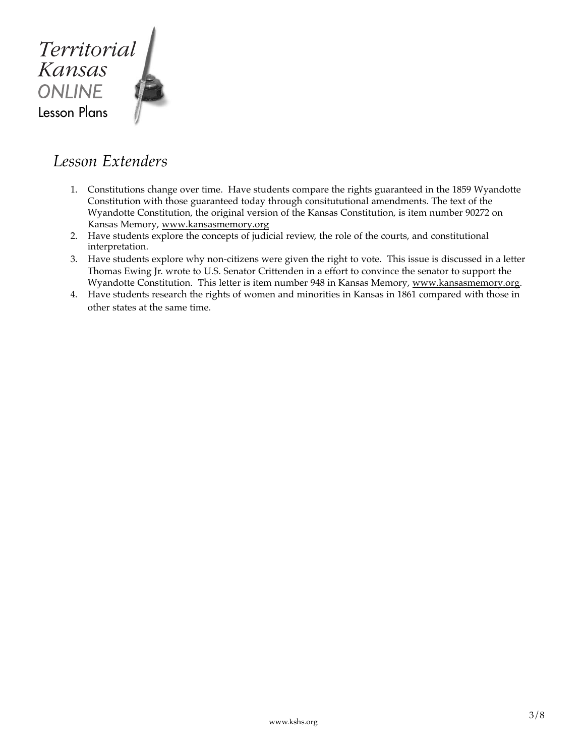## Lesson Extenders

1. Constitutions change over time. Have students compare the rights guaranteed in the 1859 Wyandotte Constitution with those guaranteed today through consitututional amendments. The text of the Wyandotte Constitution, the original version of the Kansas Constitution, is item number 90272 on Kansas Memory, www.kansasmemory.org
2. Have students explore the concepts of judicial review, the role of the courts, and constitutional interpretation.
3. Have students explore why non-citizens were given the right to vote. This issue is discussed in a letter Thomas Ewing Jr. wrote to U.S. Senator Crittenden in a effort to convince the senator to support the Wyandotte Constitution. This letter is item number 948 in Kansas Memory, www.kansasmemory.org.
4. Have students research the rights of women and minorities in Kansas in 1861 compared with those in other states at the same time.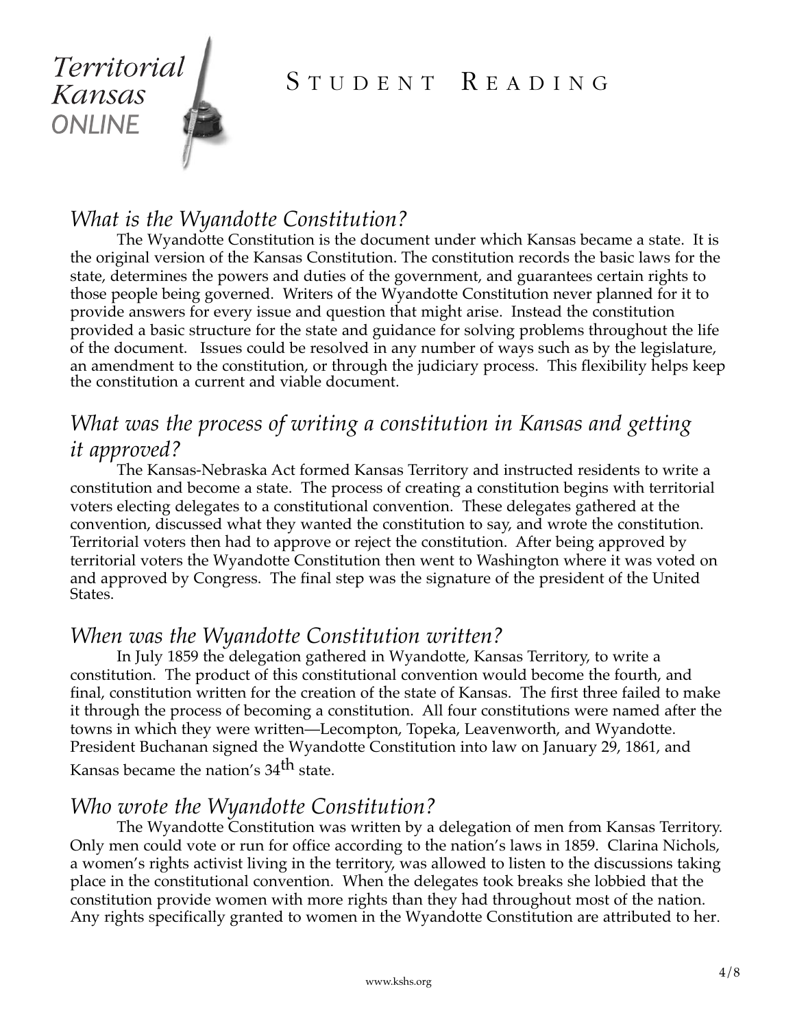Territorial Kansas ONLINE

# STUDENT READING

## *What is the Wyandotte Constitution?*

The Wyandotte Constitution is the document under which Kansas became a state. It is the original version of the Kansas Constitution. The constitution records the basic laws for the state, determines the powers and duties of the government, and guarantees certain rights to those people being governed. Writers of the Wyandotte Constitution never planned for it to provide answers for every issue and question that might arise. Instead the constitution provided a basic structure for the state and guidance for solving problems throughout the life of the document. Issues could be resolved in any number of ways such as by the legislature, an amendment to the constitution, or through the judiciary process. This flexibility helps keep the constitution a current and viable document.

## *What was the process of writing a constitution in Kansas and getting it approved?*

The Kansas-Nebraska Act formed Kansas Territory and instructed residents to write a constitution and become a state. The process of creating a constitution begins with territorial voters electing delegates to a constitutional convention. These delegates gathered at the convention, discussed what they wanted the constitution to say, and wrote the constitution. Territorial voters then had to approve or reject the constitution. After being approved by territorial voters the Wyandotte Constitution then went to Washington where it was voted on and approved by Congress. The final step was the signature of the president of the United States.

## *When was the Wyandotte Constitution written?*

In July 1859 the delegation gathered in Wyandotte, Kansas Territory, to write a constitution. The product of this constitutional convention would become the fourth, and final, constitution written for the creation of the state of Kansas. The first three failed to make it through the process of becoming a constitution. All four constitutions were named after the towns in which they were written—Lecompton, Topeka, Leavenworth, and Wyandotte. President Buchanan signed the Wyandotte Constitution into law on January 29, 1861, and Kansas became the nation's 34th state.

## *Who wrote the Wyandotte Constitution?*

The Wyandotte Constitution was written by a delegation of men from Kansas Territory. Only men could vote or run for office according to the nation's laws in 1859. Clarina Nichols, a women's rights activist living in the territory, was allowed to listen to the discussions taking place in the constitutional convention. When the delegates took breaks she lobbied that the constitution provide women with more rights than they had throughout most of the nation. Any rights specifically granted to women in the Wyandotte Constitution are attributed to her.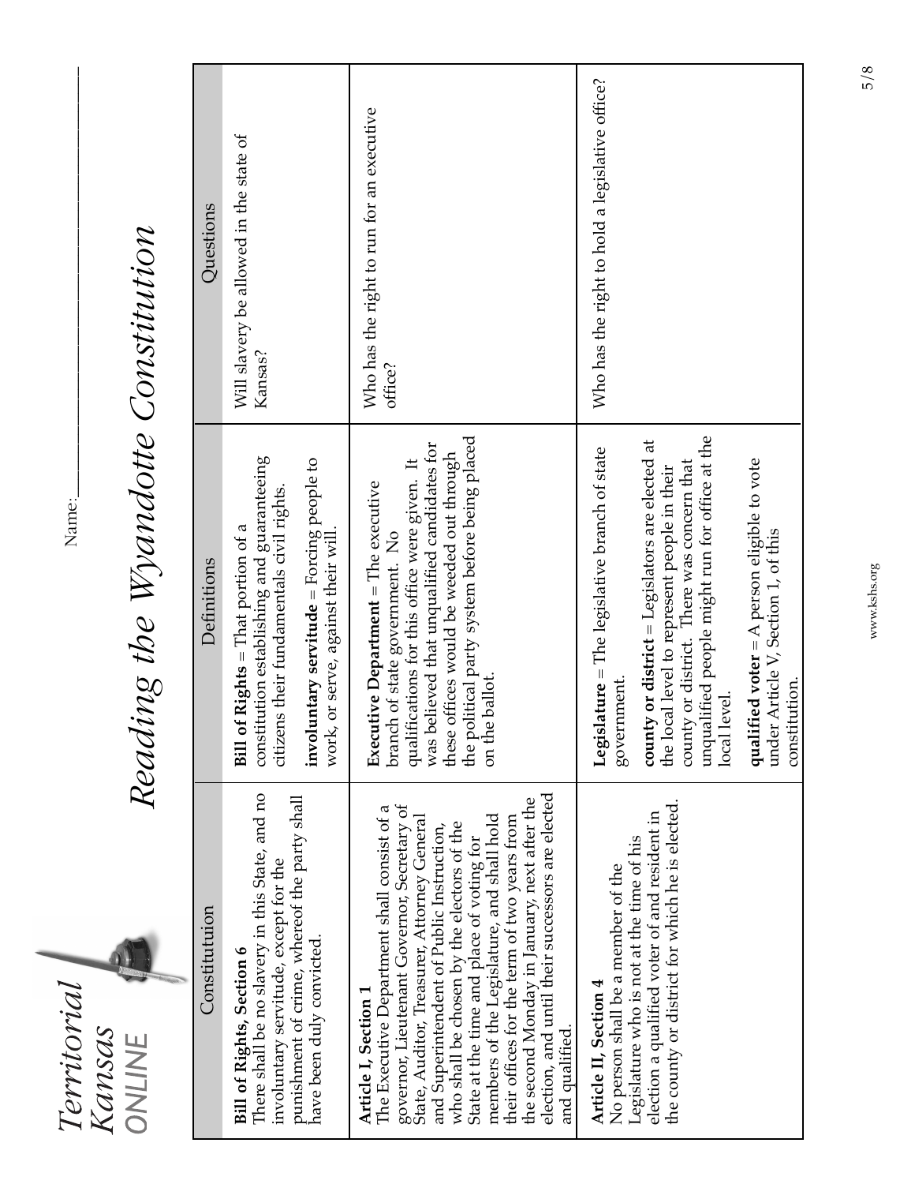Territorial Kansas ONLINE

Name:\_\_\_\_\_\_\_\_\_\_\_\_\_\_\_\_\_\_\_\_\_\_\_\_\_\_\_\_\_\_

# Reading the Wyandotte Constitution

| Constitutuion | Definitions | Questions |
|---|---|---|
| **Bill of Rights, Section 6**<br>There shall be no slavery in this State, and no involuntary servitude, except for the punishment of crime, whereof the party shall have been duly convicted. | **Bill of Rights** = That portion of a constitution establishing and guaranteeing citizens their fundamentals civil rights.<br><br>**involuntary servitude** = Forcing people to work, or serve, against their will. | Will slavery be allowed in the state of Kansas? |
| **Article I, Section 1**<br>The Executive Department shall consist of a governor, Lieutenant Governor, Secretary of State, Auditor, Treasurer, Attorney General and Superintendent of Public Instruction, who shall be chosen by the electors of the State at the time and place of voting for members of the Legislature, and shall hold their offices for the term of two years from the second Monday in January, next after the election, and until their successors are elected and qualified. | **Executive Department** = The executive branch of state government. No qualifications for this office were given. It was believed that unqualified candidates for these offices would be weeded out through the political party system before being placed on the ballot. | Who has the right to run for an executive office? |
| **Article II, Section 4**<br>No person shall be a member of the Legislature who is not at the time of his election a qualified voter of and resident in the county or district for which he is elected. | **Legislature** = The legislative branch of state government.<br><br>**county or district** = Legislators are elected at the local level to represent people in their county or district. There was concern that unqualified people might run for office at the local level.<br><br>**qualified voter** = A person eligible to vote under Article V, Section 1, of this constitution. | Who has the right to hold a legislative office? |

www.kshs.org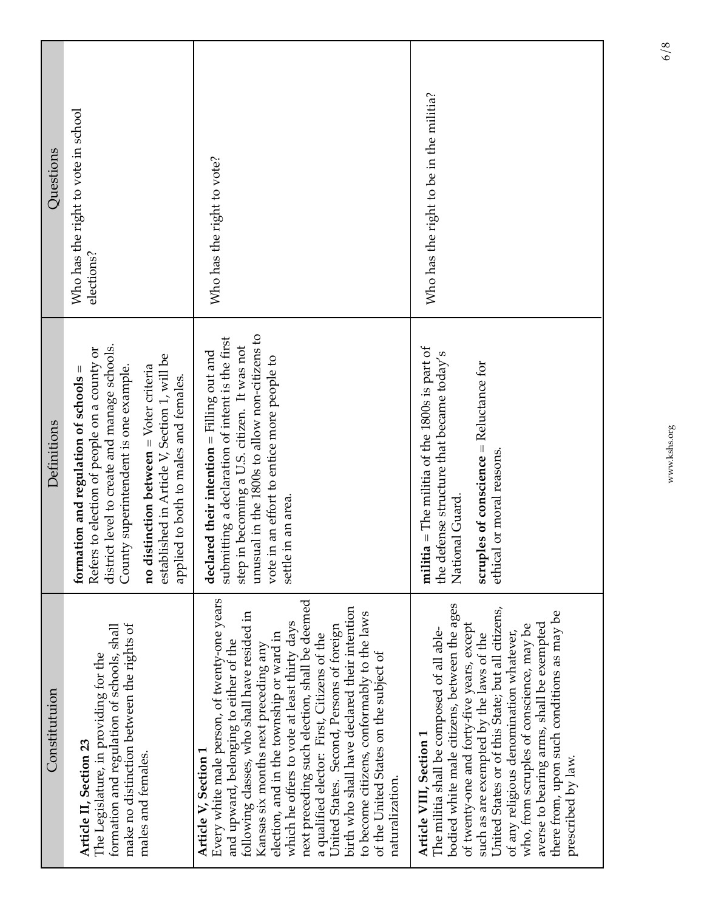| Constitution | Definitions | Questions |
| --- | --- | --- |
| **Article II, Section 23** The Legislature, in providing for the formation and regulation of schools, shall make no distinction between the rights of males and females. | **formation and regulation of schools** = Refers to election of people on a county or district level to create and manage schools. County superintendent is one example. **no distinction between** = Voter criteria established in Article V, Section 1, will be applied to both to males and females. | Who has the right to vote in school elections? |
| **Article V, Section 1** Every white male person, of twenty-one years and upward, belonging to either of the following classes, who shall have resided in Kansas six months next preceding any election, and in the township or ward in which he offers to vote at least thirty days next preceding such election, shall be deemed a qualified elector: First, Citizens of the United States. Second, Persons of foreign birth who shall have declared their intention to become citizens, conformably to the laws of the United States on the subject of naturalization. | **declared their intention** = Filling out and submitting a declaration of intent is the first step in becoming a U.S. citizen. It was not unusual in the 1800s to allow non-citizens to vote in an effort to entice more people to settle in an area. | Who has the right to vote? |
| **Article VIII, Section 1** The militia shall be composed of all able-bodied white male citizens, between the ages of twenty-one and forty-five years, except such as are exempted by the laws of the United States or of this State; but all citizens, of any religious denomination whatever, who, from scruples of conscience, may be averse to bearing arms, shall be exempted there from, upon such conditions as may be prescribed by law. | **militia** = The militia of the 1800s is part of the defense structure that became today's National Guard. **scruples of conscience** = Reluctance for ethical or moral reasons. | Who has the right to be in the militia? |

www.kshs.org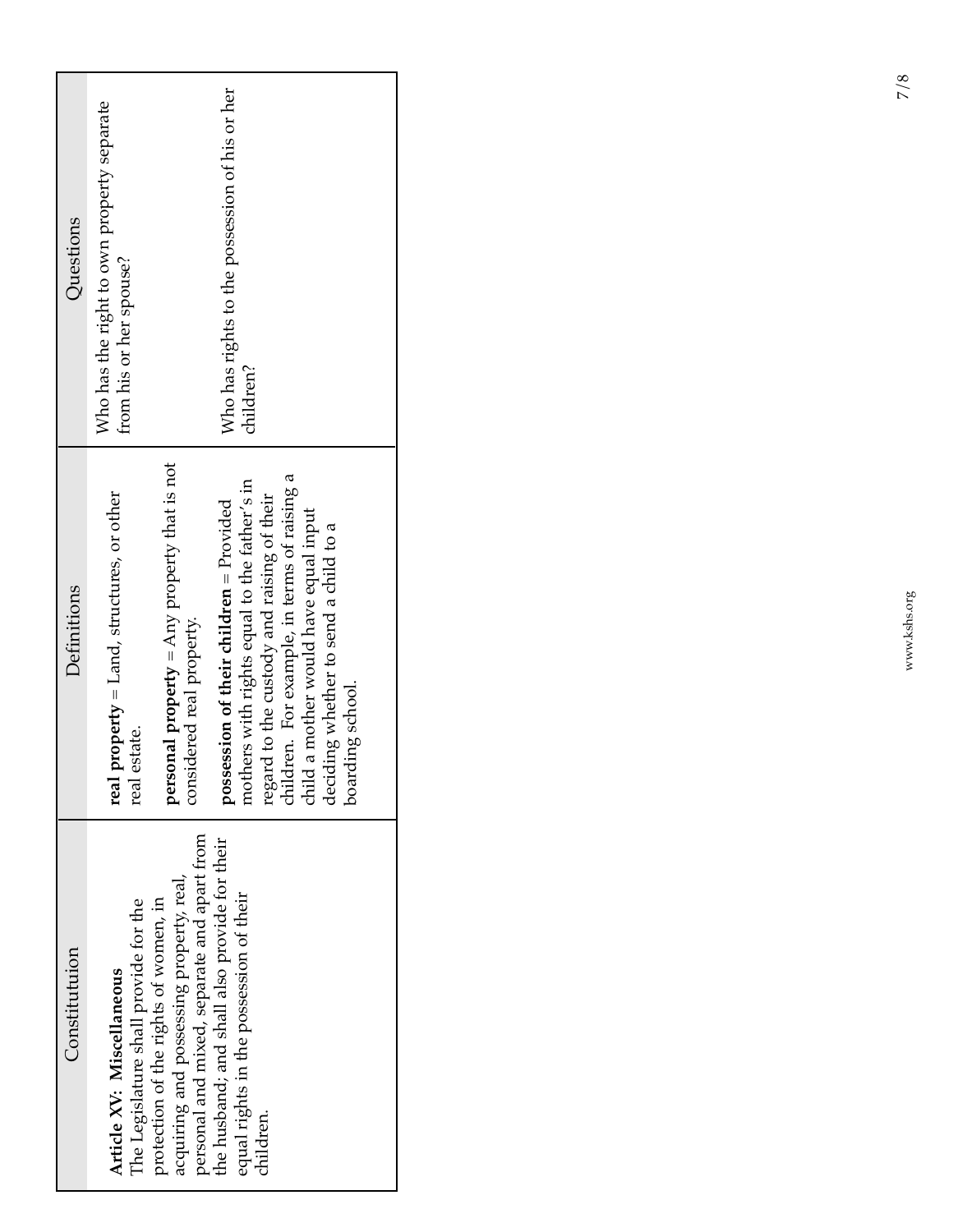| Constitutuion | Definitions | Questions |
| --- | --- | --- |
| **Article XV: Miscellaneous**<br>The Legislature shall provide for the protection of the rights of women, in acquiring and possessing property, real, personal and mixed, separate and apart from the husband; and shall also provide for their equal rights in the possession of their children. | **real property** = Land, structures, or other real estate.<br><br>**personal property** = Any property that is not considered real property.<br><br>**possession of their children** = Provided mothers with rights equal to the father's in regard to the custody and raising of their children. For example, in terms of raising a child a mother would have equal input deciding whether to send a child to a boarding school. | Who has the right to own property separate from his or her spouse?<br><br>Who has rights to the possession of his or her children? |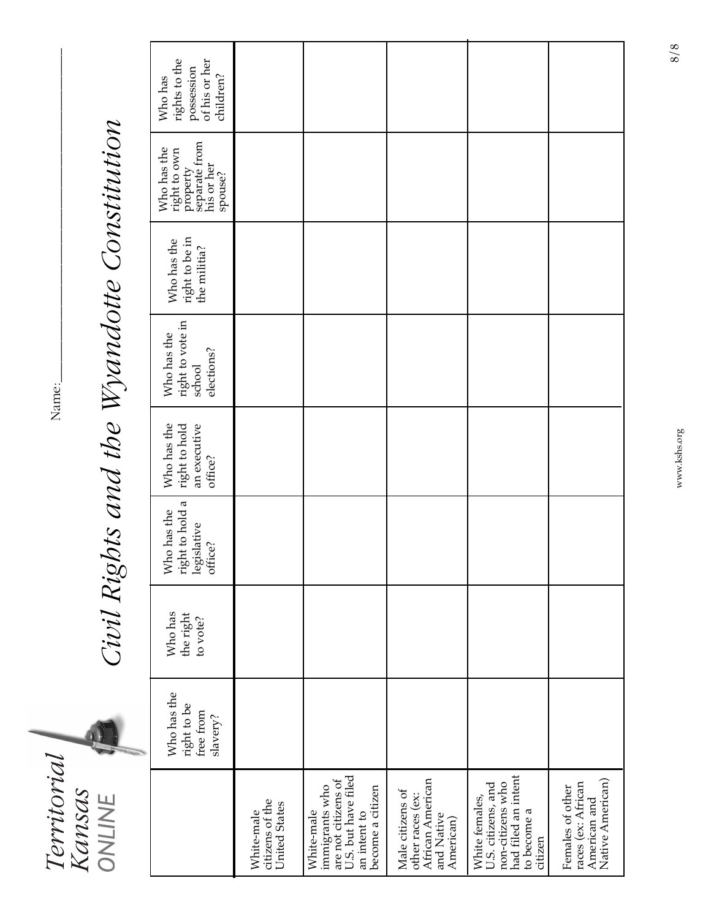Territorial Kansas ONLINE

Name:\_\_\_\_\_\_\_\_\_\_\_\_\_\_\_\_\_\_\_\_\_\_\_\_\_\_\_\_\_\_\_\_\_\_\_\_\_\_

# *Civil Rights and the Wyandotte Constitution*

| | Who has the right to be free from slavery? | Who has the right to vote? | Who has the right to hold a legislative office? | Who has the right to hold an executive office? | Who has the right to vote in school elections? | Who has the right to be in the militia? | Who has the right to own property separate from his or her spouse? | Who has rights to the possession of his or her children? |
|---|---|---|---|---|---|---|---|---|
| White-male citizens of the United States | | | | | | | | |
| White-male immigrants who are not citizens of U.S. but have filed an intent to become a citizen | | | | | | | | |
| Male citizens of other races (ex: African American and Native American) | | | | | | | | |
| White females, U.S. citizens, and non-citizens who had filed an intent to become a citizen | | | | | | | | |
| Females of other races (ex: African American and Native American) | | | | | | | | |

www.kshs.org